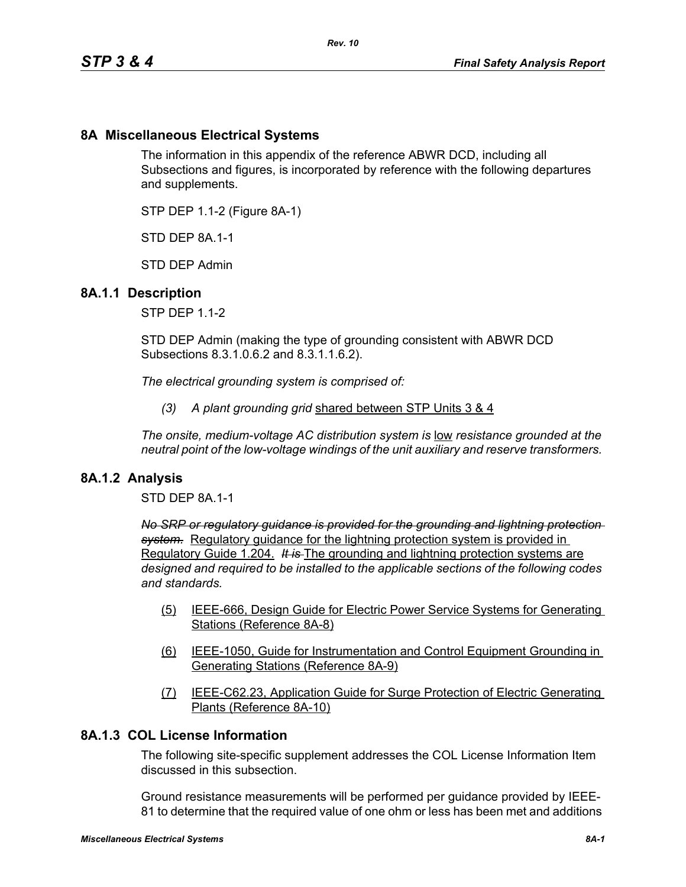## 8A Miscellaneous Electrical Systems

The information in this appendix of the reference ABWR DCD, including all Subsections and figures, is incorporated by reference with the following departures and supplements.

STP DEP 1.1-2 (Figure 8A-1)

STD DEP 8A.1-1

STD DEP Admin

### 8A.1.1 Description

STP DEP 1.1-2

STD DEP Admin (making the type of grounding consistent with ABWR DCD Subsections 8.3.1.0.6.2 and 8.3.1.1.6.2).

*The electrical grounding system is comprised of:*

*(3) A plant grounding grid* <u>shared between STP Units 3 & 4</u>

*The onsite, medium-voltage AC distribution system is* <u>low</u> *resistance grounded at the neutral point of the low-voltage windings of the unit auxiliary and reserve transformers.*

### 8A.1.2 Analysis

STD DEP 8A.1-1

~~*No SRP or regulatory guidance is provided for the grounding and lightning protection system.*~~ <u>Regulatory guidance for the lightning protection system is provided in Regulatory Guide 1.204.</u> ~~*It is*~~ <u>The grounding and lightning protection systems are</u> *designed and required to be installed to the applicable sections of the following codes and standards.*

<u>(5) IEEE-666, Design Guide for Electric Power Service Systems for Generating Stations (Reference 8A-8)</u>

<u>(6) IEEE-1050, Guide for Instrumentation and Control Equipment Grounding in Generating Stations (Reference 8A-9)</u>

<u>(7) IEEE-C62.23, Application Guide for Surge Protection of Electric Generating Plants (Reference 8A-10)</u>

### 8A.1.3 COL License Information

The following site-specific supplement addresses the COL License Information Item discussed in this subsection.

Ground resistance measurements will be performed per guidance provided by IEEE-81 to determine that the required value of one ohm or less has been met and additions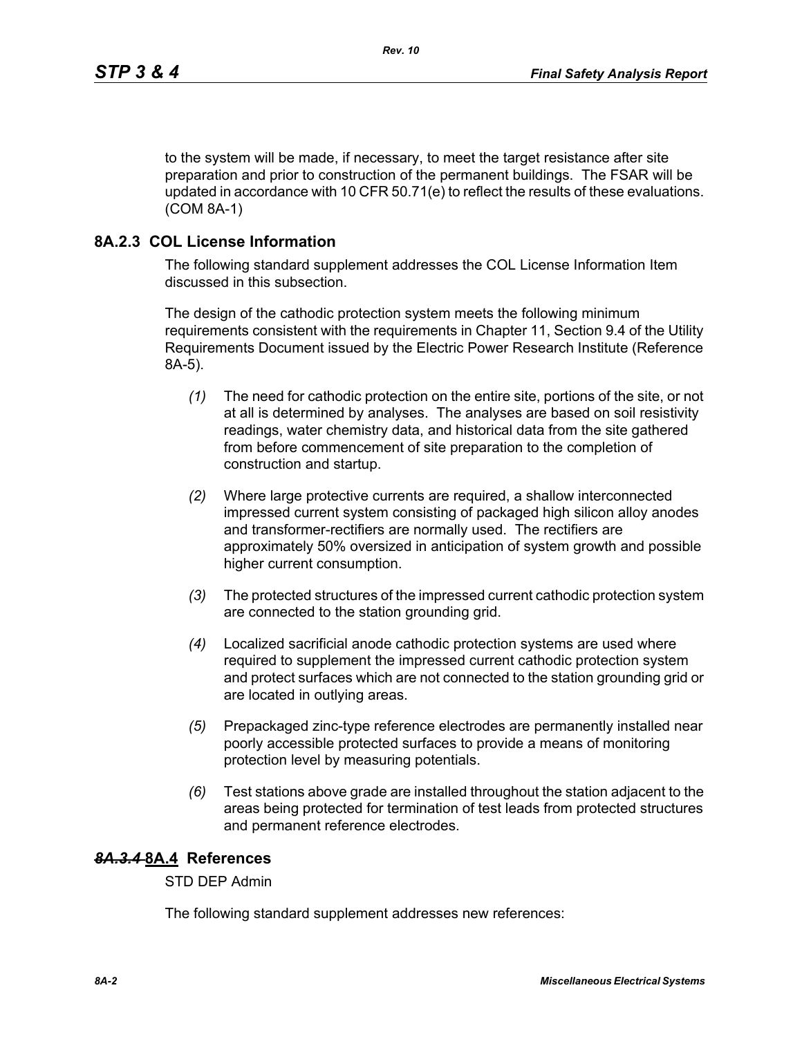to the system will be made, if necessary, to meet the target resistance after site preparation and prior to construction of the permanent buildings. The FSAR will be updated in accordance with 10 CFR 50.71(e) to reflect the results of these evaluations. (COM 8A-1)

## 8A.2.3 COL License Information

The following standard supplement addresses the COL License Information Item discussed in this subsection.

The design of the cathodic protection system meets the following minimum requirements consistent with the requirements in Chapter 11, Section 9.4 of the Utility Requirements Document issued by the Electric Power Research Institute (Reference 8A-5).

*(1)* The need for cathodic protection on the entire site, portions of the site, or not at all is determined by analyses. The analyses are based on soil resistivity readings, water chemistry data, and historical data from the site gathered from before commencement of site preparation to the completion of construction and startup.

*(2)* Where large protective currents are required, a shallow interconnected impressed current system consisting of packaged high silicon alloy anodes and transformer-rectifiers are normally used. The rectifiers are approximately 50% oversized in anticipation of system growth and possible higher current consumption.

*(3)* The protected structures of the impressed current cathodic protection system are connected to the station grounding grid.

*(4)* Localized sacrificial anode cathodic protection systems are used where required to supplement the impressed current cathodic protection system and protect surfaces which are not connected to the station grounding grid or are located in outlying areas.

*(5)* Prepackaged zinc-type reference electrodes are permanently installed near poorly accessible protected surfaces to provide a means of monitoring protection level by measuring potentials.

*(6)* Test stations above grade are installed throughout the station adjacent to the areas being protected for termination of test leads from protected structures and permanent reference electrodes.

## ~~8A.3.4~~ 8A.4 References

STD DEP Admin

The following standard supplement addresses new references: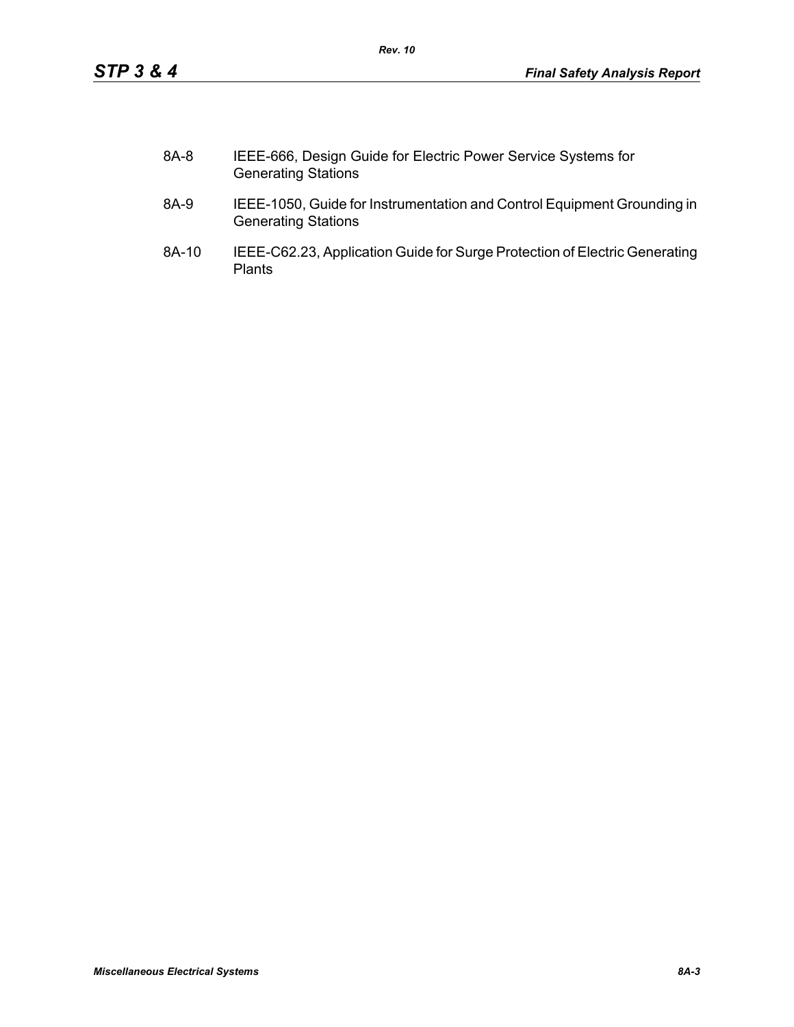8A-8 IEEE-666, Design Guide for Electric Power Service Systems for Generating Stations

8A-9 IEEE-1050, Guide for Instrumentation and Control Equipment Grounding in Generating Stations

8A-10 IEEE-C62.23, Application Guide for Surge Protection of Electric Generating Plants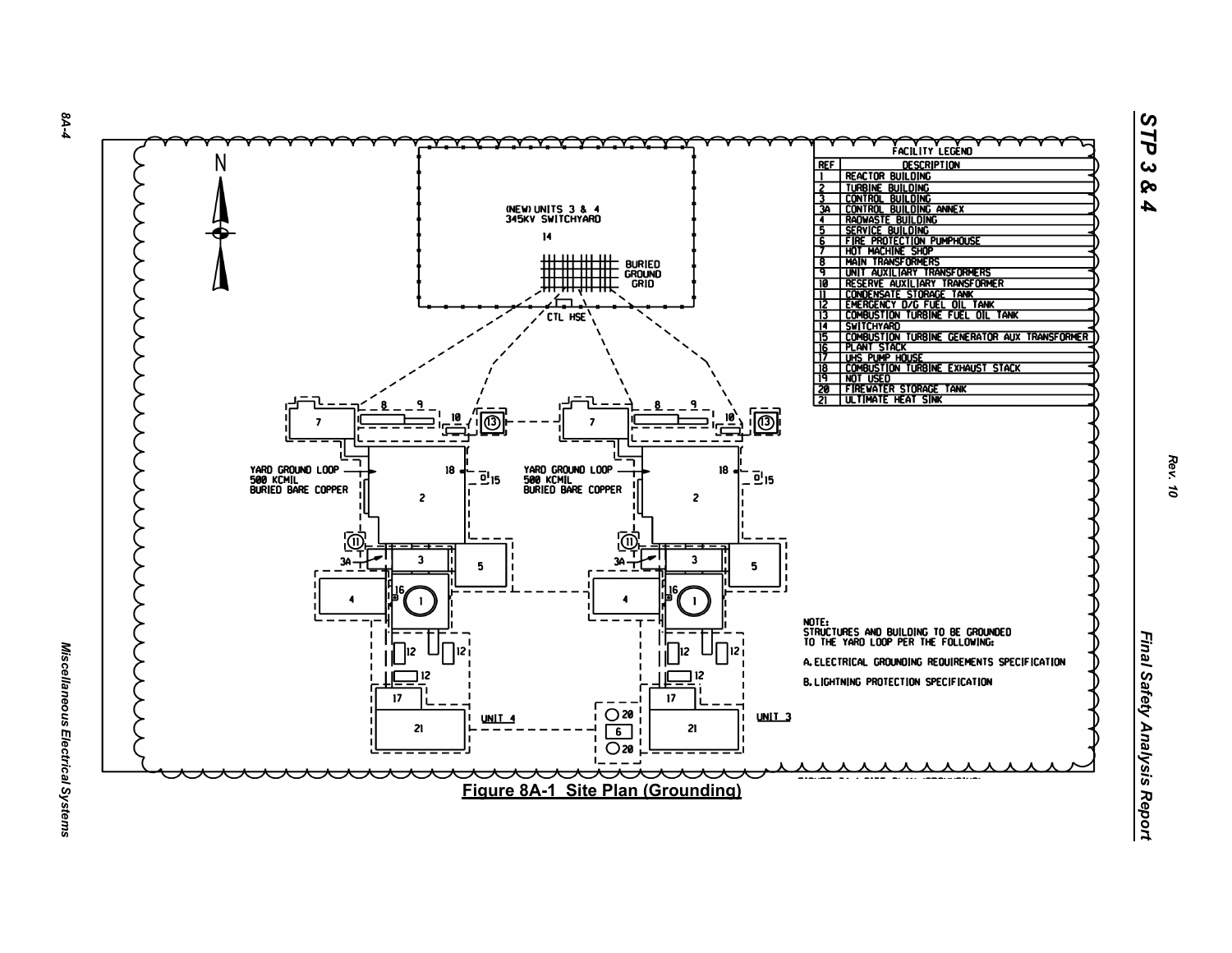| FACILITY LEGEND | |
|---|---|
| REF | DESCRIPTION |
| 1 | REACTOR BUILDING |
| 2 | TURBINE BUILDING |
| 3 | CONTROL BUILDING |
| 3A | CONTROL BUILDING ANNEX |
| 4 | RADWASTE BUILDING |
| 5 | SERVICE BUILDING |
| 6 | FIRE PROTECTION PUMPHOUSE |
| 7 | HOT MACHINE SHOP |
| 8 | MAIN TRANSFORMERS |
| 9 | UNIT AUXILIARY TRANSFORMERS |
| 10 | RESERVE AUXILIARY TRANSFORMER |
| 11 | CONDENSATE STORAGE TANK |
| 12 | EMERGENCY D/G FUEL OIL TANK |
| 13 | COMBUSTION TURBINE FUEL OIL TANK |
| 14 | SWITCHYARD |
| 15 | COMBUSTION TURBINE GENERATOR AUX TRANSFORMER |
| 16 | PLANT STACK |
| 17 | UHS PUMP HOUSE |
| 18 | COMBUSTION TURBINE EXHAUST STACK |
| 19 | NOT USED |
| 20 | FIREWATER STORAGE TANK |
| 21 | ULTIMATE HEAT SINK |

N

(NEW) UNITS 3 & 4
345KV SWITCHYARD

14

BURIED
GROUND
GRID

CTL HSE

YARD GROUND LOOP
500 KCMIL
BURIED BARE COPPER

UNIT 4

UNIT 3

NOTE:
STRUCTURES AND BUILDING TO BE GROUNDED
TO THE YARD LOOP PER THE FOLLOWING:

A. ELECTRICAL GROUNDING REQUIREMENTS SPECIFICATION

B. LIGHTNING PROTECTION SPECIFICATION

**Figure 8A-1 Site Plan (Grounding)**